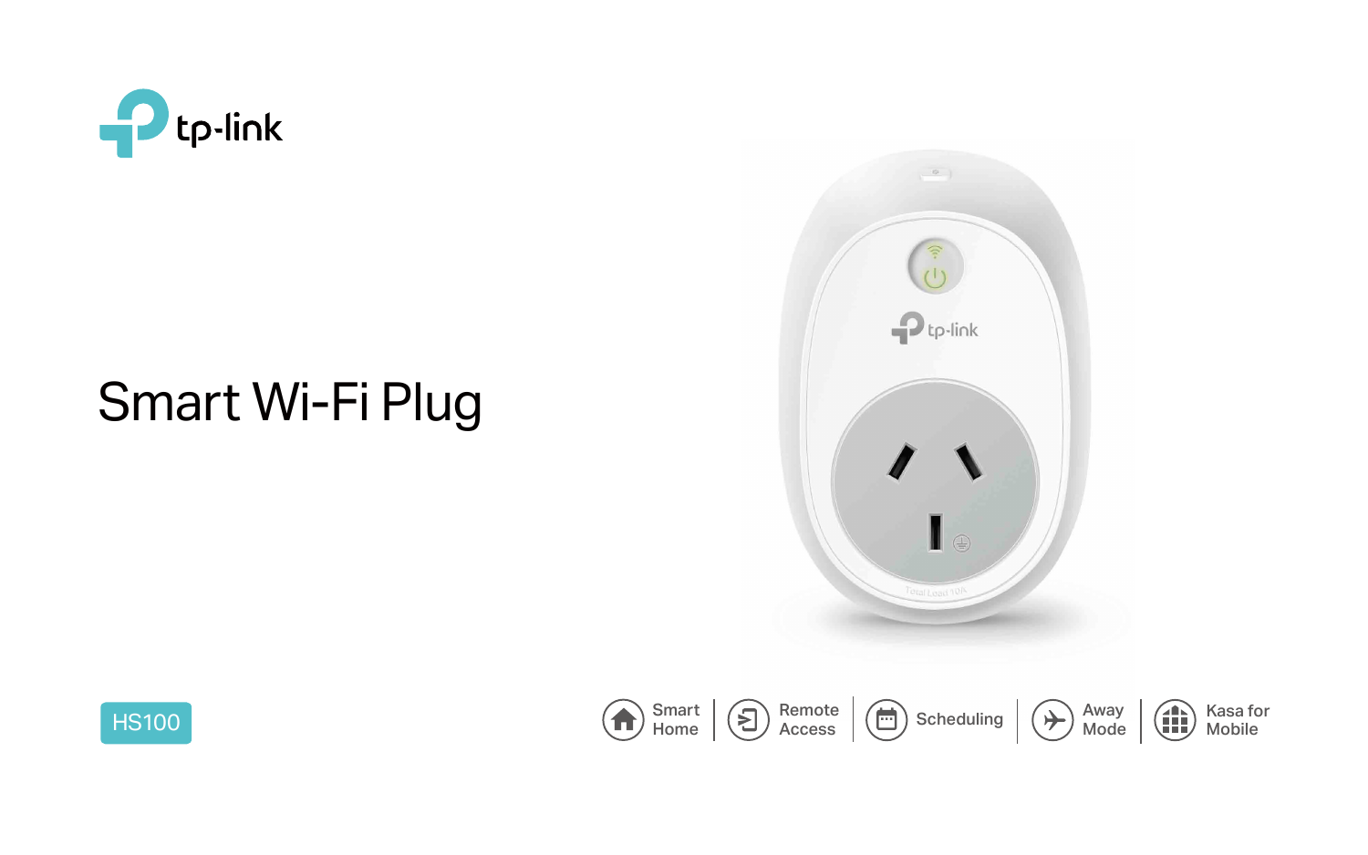tp-link

# Smart Wi-Fi Plug

HS100

Smart Home | Remote Access | Scheduling | Away Mode | Kasa for Mobile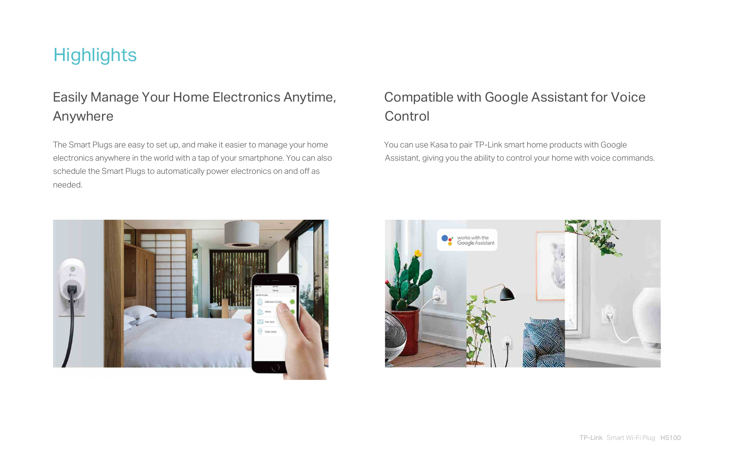# Highlights

## Easily Manage Your Home Electronics Anytime, Anywhere

The Smart Plugs are easy to set up, and make it easier to manage your home electronics anywhere in the world with a tap of your smartphone. You can also schedule the Smart Plugs to automatically power electronics on and off as needed.

## Compatible with Google Assistant for Voice Control

You can use Kasa to pair TP-Link smart home products with Google Assistant, giving you the ability to control your home with voice commands.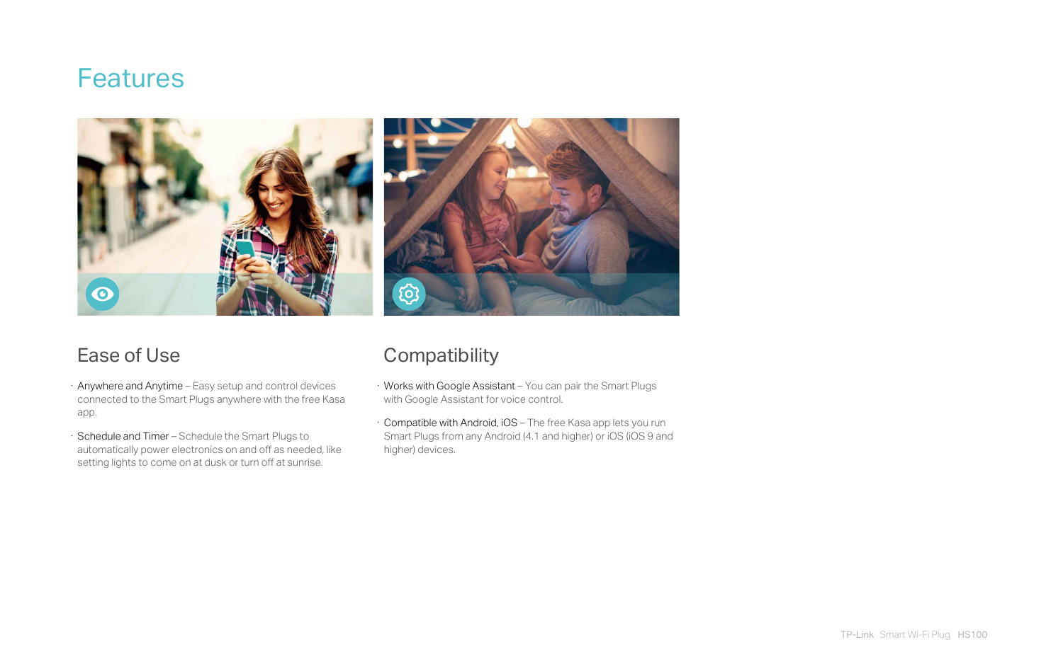# Features

## Ease of Use

- Anywhere and Anytime – Easy setup and control devices connected to the Smart Plugs anywhere with the free Kasa app.
- Schedule and Timer – Schedule the Smart Plugs to automatically power electronics on and off as needed, like setting lights to come on at dusk or turn off at sunrise.

## Compatibility

- Works with Google Assistant – You can pair the Smart Plugs with Google Assistant for voice control.
- Compatible with Android, iOS – The free Kasa app lets you run Smart Plugs from any Android (4.1 and higher) or iOS (iOS 9 and higher) devices.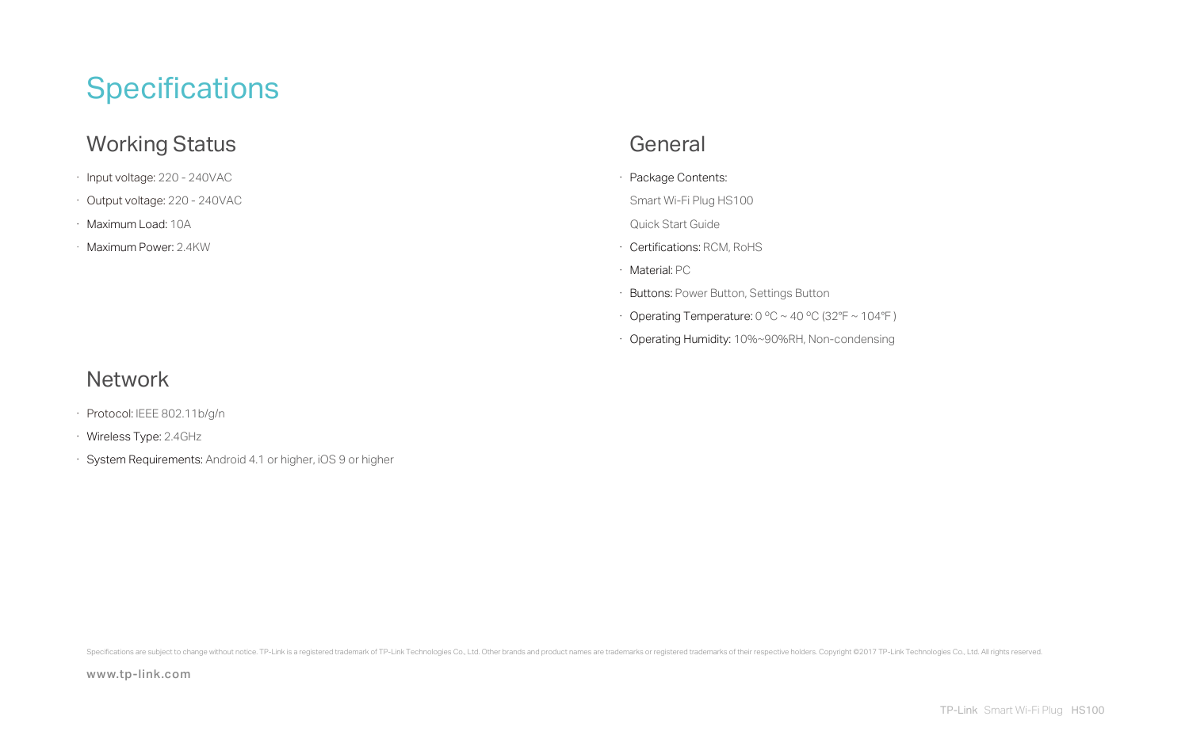# Specifications

## Working Status

- **Input voltage:** 220 - 240VAC
- **Output voltage:** 220 - 240VAC
- **Maximum Load:** 10A
- **Maximum Power:** 2.4KW

## Network

- **Protocol:** IEEE 802.11b/g/n
- **Wireless Type:** 2.4GHz
- **System Requirements:** Android 4.1 or higher, iOS 9 or higher

## General

- **Package Contents:**

  Smart Wi-Fi Plug HS100

  Quick Start Guide
- **Certifications:** RCM, RoHS
- **Material:** PC
- **Buttons:** Power Button, Settings Button
- **Operating Temperature:** 0 ºC ~ 40 ºC (32ºF ~ 104ºF )
- **Operating Humidity:** 10%~90%RH, Non-condensing

Specifications are subject to change without notice. TP-Link is a registered trademark of TP-Link Technologies Co., Ltd. Other brands and product names are trademarks or registered trademarks of their respective holders. Copyright ©2017 TP-Link Technologies Co., Ltd. All rights reserved.

www.tp-link.com